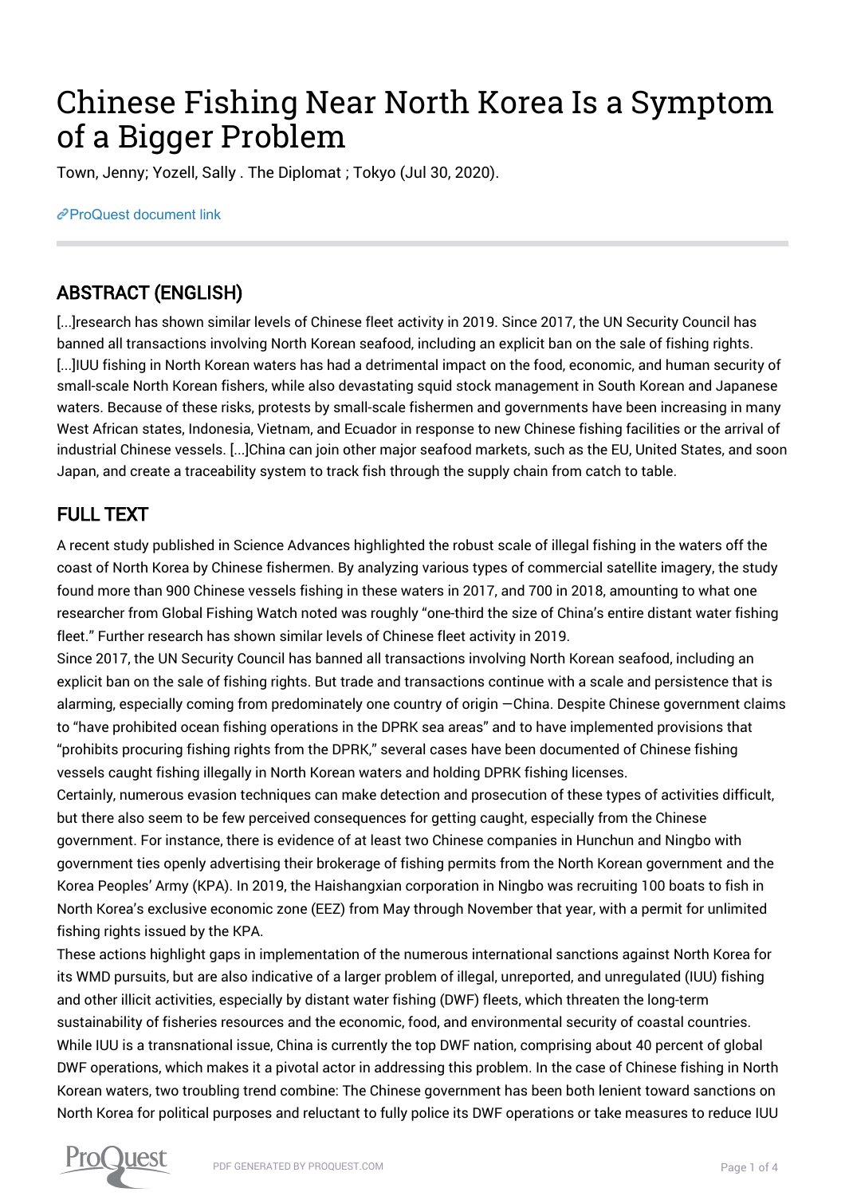# Chinese Fishing Near North Korea Is a Symptom of a Bigger Problem

Town, Jenny; Yozell, Sally . The Diplomat ; Tokyo (Jul 30, 2020).

ProQuest document link

## ABSTRACT (ENGLISH)

[...]research has shown similar levels of Chinese fleet activity in 2019. Since 2017, the UN Security Council has banned all transactions involving North Korean seafood, including an explicit ban on the sale of fishing rights. [...]IUU fishing in North Korean waters has had a detrimental impact on the food, economic, and human security of small-scale North Korean fishers, while also devastating squid stock management in South Korean and Japanese waters. Because of these risks, protests by small-scale fishermen and governments have been increasing in many West African states, Indonesia, Vietnam, and Ecuador in response to new Chinese fishing facilities or the arrival of industrial Chinese vessels. [...]China can join other major seafood markets, such as the EU, United States, and soon Japan, and create a traceability system to track fish through the supply chain from catch to table.

## FULL TEXT

A recent study published in Science Advances highlighted the robust scale of illegal fishing in the waters off the coast of North Korea by Chinese fishermen. By analyzing various types of commercial satellite imagery, the study found more than 900 Chinese vessels fishing in these waters in 2017, and 700 in 2018, amounting to what one researcher from Global Fishing Watch noted was roughly "one-third the size of China's entire distant water fishing fleet." Further research has shown similar levels of Chinese fleet activity in 2019.

Since 2017, the UN Security Council has banned all transactions involving North Korean seafood, including an explicit ban on the sale of fishing rights. But trade and transactions continue with a scale and persistence that is alarming, especially coming from predominately one country of origin —China. Despite Chinese government claims to "have prohibited ocean fishing operations in the DPRK sea areas" and to have implemented provisions that "prohibits procuring fishing rights from the DPRK," several cases have been documented of Chinese fishing vessels caught fishing illegally in North Korean waters and holding DPRK fishing licenses.

Certainly, numerous evasion techniques can make detection and prosecution of these types of activities difficult, but there also seem to be few perceived consequences for getting caught, especially from the Chinese government. For instance, there is evidence of at least two Chinese companies in Hunchun and Ningbo with government ties openly advertising their brokerage of fishing permits from the North Korean government and the Korea Peoples' Army (KPA). In 2019, the Haishangxian corporation in Ningbo was recruiting 100 boats to fish in North Korea's exclusive economic zone (EEZ) from May through November that year, with a permit for unlimited fishing rights issued by the KPA.

These actions highlight gaps in implementation of the numerous international sanctions against North Korea for its WMD pursuits, but are also indicative of a larger problem of illegal, unreported, and unregulated (IUU) fishing and other illicit activities, especially by distant water fishing (DWF) fleets, which threaten the long-term sustainability of fisheries resources and the economic, food, and environmental security of coastal countries.

While IUU is a transnational issue, China is currently the top DWF nation, comprising about 40 percent of global DWF operations, which makes it a pivotal actor in addressing this problem. In the case of Chinese fishing in North Korean waters, two troubling trend combine: The Chinese government has been both lenient toward sanctions on North Korea for political purposes and reluctant to fully police its DWF operations or take measures to reduce IUU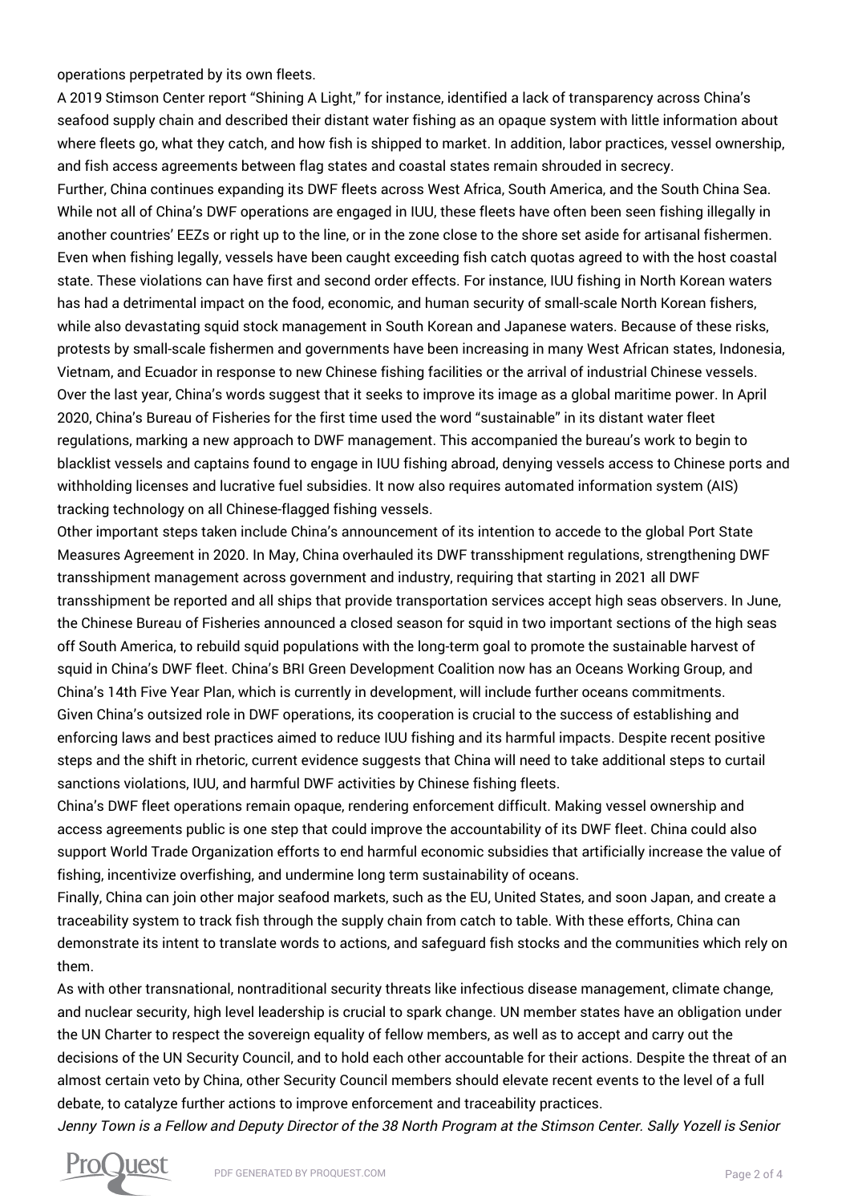operations perpetrated by its own fleets.

A 2019 Stimson Center report "Shining A Light," for instance, identified a lack of transparency across China's seafood supply chain and described their distant water fishing as an opaque system with little information about where fleets go, what they catch, and how fish is shipped to market. In addition, labor practices, vessel ownership, and fish access agreements between flag states and coastal states remain shrouded in secrecy.

Further, China continues expanding its DWF fleets across West Africa, South America, and the South China Sea. While not all of China's DWF operations are engaged in IUU, these fleets have often been seen fishing illegally in another countries' EEZs or right up to the line, or in the zone close to the shore set aside for artisanal fishermen. Even when fishing legally, vessels have been caught exceeding fish catch quotas agreed to with the host coastal state. These violations can have first and second order effects. For instance, IUU fishing in North Korean waters has had a detrimental impact on the food, economic, and human security of small-scale North Korean fishers, while also devastating squid stock management in South Korean and Japanese waters. Because of these risks, protests by small-scale fishermen and governments have been increasing in many West African states, Indonesia, Vietnam, and Ecuador in response to new Chinese fishing facilities or the arrival of industrial Chinese vessels.

Over the last year, China's words suggest that it seeks to improve its image as a global maritime power. In April 2020, China's Bureau of Fisheries for the first time used the word "sustainable" in its distant water fleet regulations, marking a new approach to DWF management. This accompanied the bureau's work to begin to blacklist vessels and captains found to engage in IUU fishing abroad, denying vessels access to Chinese ports and withholding licenses and lucrative fuel subsidies. It now also requires automated information system (AIS) tracking technology on all Chinese-flagged fishing vessels.

Other important steps taken include China's announcement of its intention to accede to the global Port State Measures Agreement in 2020. In May, China overhauled its DWF transshipment regulations, strengthening DWF transshipment management across government and industry, requiring that starting in 2021 all DWF transshipment be reported and all ships that provide transportation services accept high seas observers. In June, the Chinese Bureau of Fisheries announced a closed season for squid in two important sections of the high seas off South America, to rebuild squid populations with the long-term goal to promote the sustainable harvest of squid in China's DWF fleet. China's BRI Green Development Coalition now has an Oceans Working Group, and China's 14th Five Year Plan, which is currently in development, will include further oceans commitments.

Given China's outsized role in DWF operations, its cooperation is crucial to the success of establishing and enforcing laws and best practices aimed to reduce IUU fishing and its harmful impacts. Despite recent positive steps and the shift in rhetoric, current evidence suggests that China will need to take additional steps to curtail sanctions violations, IUU, and harmful DWF activities by Chinese fishing fleets.

China's DWF fleet operations remain opaque, rendering enforcement difficult. Making vessel ownership and access agreements public is one step that could improve the accountability of its DWF fleet. China could also support World Trade Organization efforts to end harmful economic subsidies that artificially increase the value of fishing, incentivize overfishing, and undermine long term sustainability of oceans.

Finally, China can join other major seafood markets, such as the EU, United States, and soon Japan, and create a traceability system to track fish through the supply chain from catch to table. With these efforts, China can demonstrate its intent to translate words to actions, and safeguard fish stocks and the communities which rely on them.

As with other transnational, nontraditional security threats like infectious disease management, climate change, and nuclear security, high level leadership is crucial to spark change. UN member states have an obligation under the UN Charter to respect the sovereign equality of fellow members, as well as to accept and carry out the decisions of the UN Security Council, and to hold each other accountable for their actions. Despite the threat of an almost certain veto by China, other Security Council members should elevate recent events to the level of a full debate, to catalyze further actions to improve enforcement and traceability practices.

*Jenny Town is a Fellow and Deputy Director of the 38 North Program at the Stimson Center. Sally Yozell is Senior*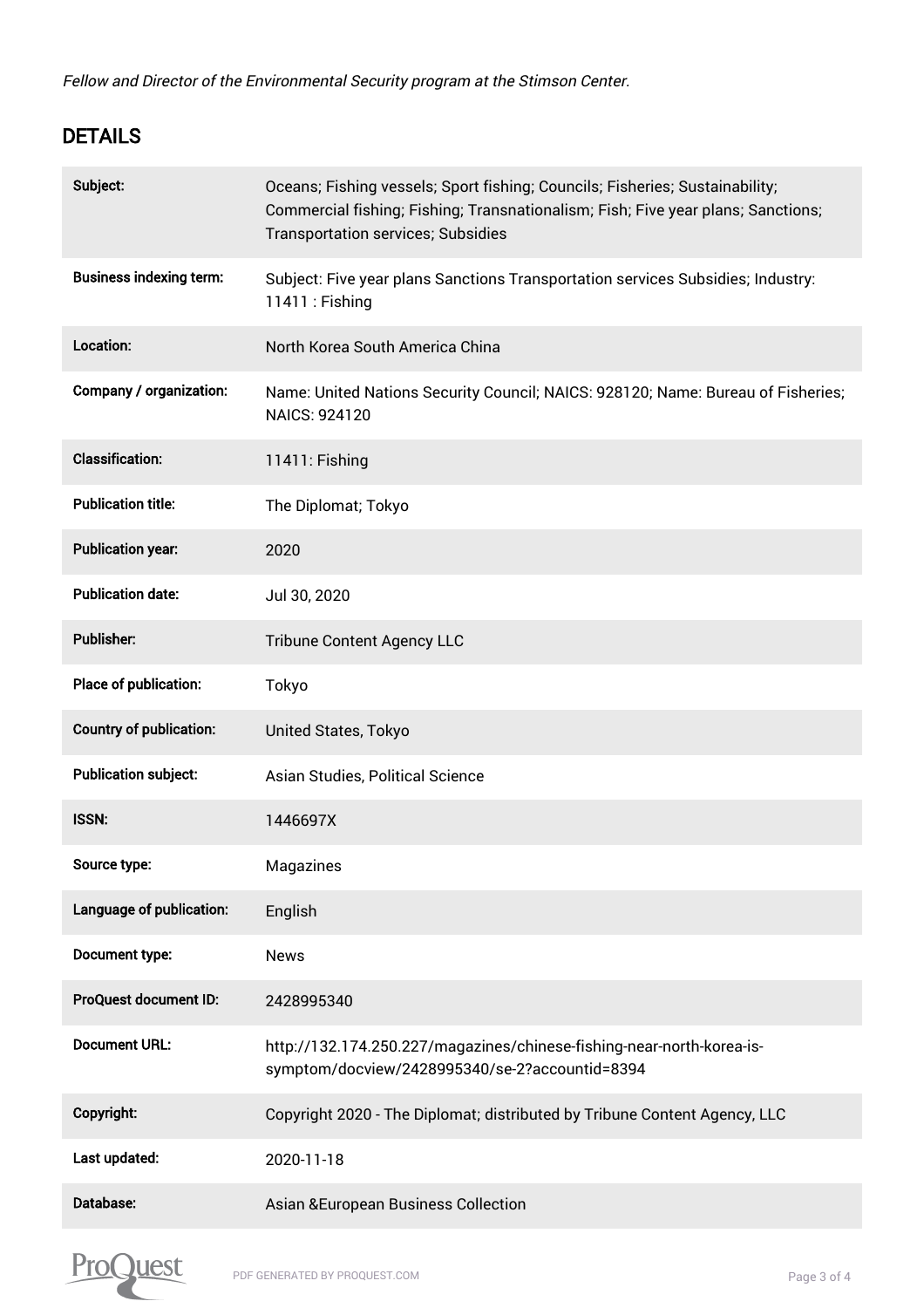*Fellow and Director of the Environmental Security program at the Stimson Center.*

## DETAILS

| | |
|---|---|
| **Subject:** | Oceans; Fishing vessels; Sport fishing; Councils; Fisheries; Sustainability; Commercial fishing; Fishing; Transnationalism; Fish; Five year plans; Sanctions; Transportation services; Subsidies |
| **Business indexing term:** | Subject: Five year plans Sanctions Transportation services Subsidies; Industry: 11411 : Fishing |
| **Location:** | North Korea South America China |
| **Company / organization:** | Name: United Nations Security Council; NAICS: 928120; Name: Bureau of Fisheries; NAICS: 924120 |
| **Classification:** | 11411: Fishing |
| **Publication title:** | The Diplomat; Tokyo |
| **Publication year:** | 2020 |
| **Publication date:** | Jul 30, 2020 |
| **Publisher:** | Tribune Content Agency LLC |
| **Place of publication:** | Tokyo |
| **Country of publication:** | United States, Tokyo |
| **Publication subject:** | Asian Studies, Political Science |
| **ISSN:** | 1446697X |
| **Source type:** | Magazines |
| **Language of publication:** | English |
| **Document type:** | News |
| **ProQuest document ID:** | 2428995340 |
| **Document URL:** | http://132.174.250.227/magazines/chinese-fishing-near-north-korea-is-symptom/docview/2428995340/se-2?accountid=8394 |
| **Copyright:** | Copyright 2020 - The Diplomat; distributed by Tribune Content Agency, LLC |
| **Last updated:** | 2020-11-18 |
| **Database:** | Asian &European Business Collection |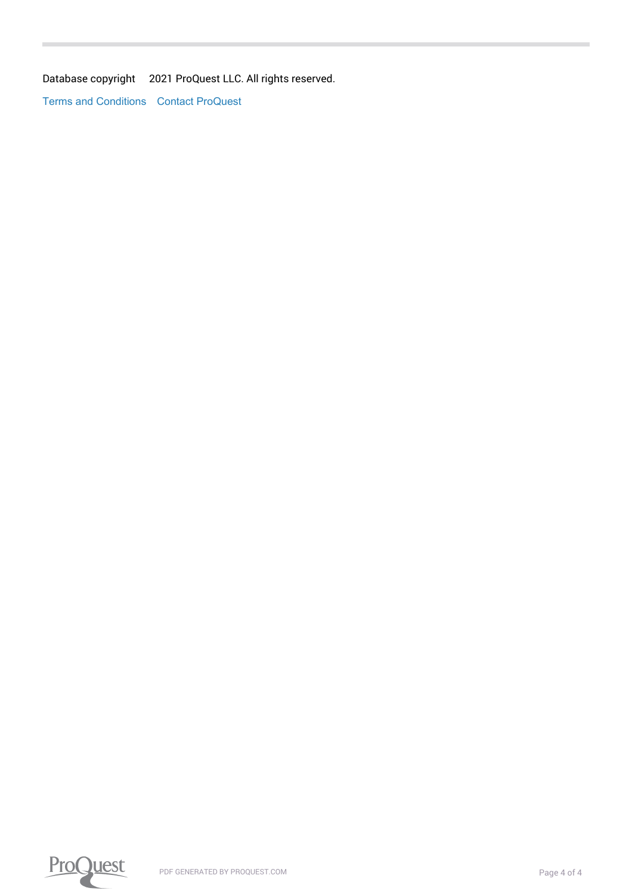Database copyright 2021 ProQuest LLC. All rights reserved.

Terms and Conditions Contact ProQuest